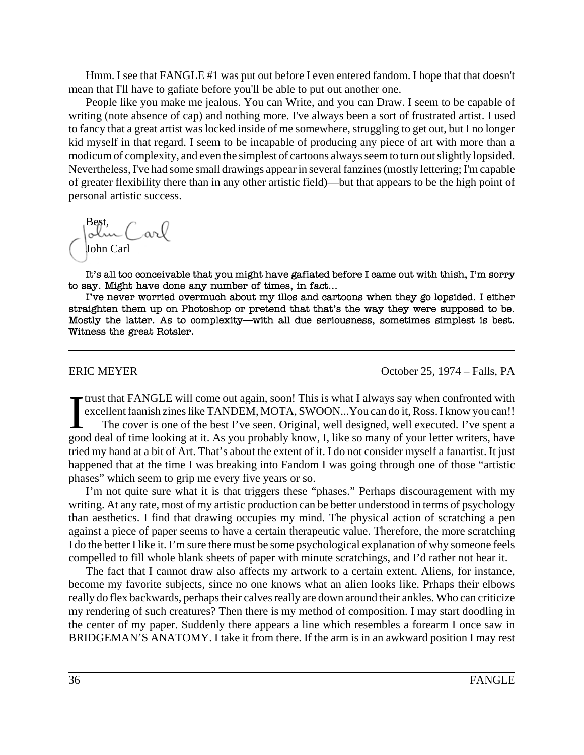Hmm. I see that FANGLE #1 was put out before I even entered fandom. I hope that that doesn't mean that I'll have to gafiate before you'll be able to put out another one.

People like you make me jealous. You can Write, and you can Draw. I seem to be capable of writing (note absence of cap) and nothing more. I've always been a sort of frustrated artist. I used to fancy that a great artist was locked inside of me somewhere, struggling to get out, but I no longer kid myself in that regard. I seem to be incapable of producing any piece of art with more than a modicum of complexity, and even the simplest of cartoons always seem to turn out slightly lopsided. Nevertheless, I've had some small drawings appear in several fanzines (mostly lettering; I'm capable of greater flexibility there than in any other artistic field)—but that appears to be the high point of personal artistic success.

Best,
John Carl

It's all too conceivable that you might have gafiated before I came out with thish, I'm sorry to say. Might have done any number of times, in fact…

I've never worried overmuch about my illos and cartoons when they go lopsided. I either straighten them up on Photoshop or pretend that that's the way they were supposed to be. Mostly the latter. As to complexity—with all due seriousness, sometimes simplest is best. Witness the great Rotsler.

---

ERIC MEYER — October 25, 1974 – Falls, PA

I trust that FANGLE will come out again, soon! This is what I always say when confronted with excellent faanish zines like TANDEM, MOTA, SWOON...You can do it, Ross. I know you can!!

The cover is one of the best I've seen. Original, well designed, well executed. I've spent a good deal of time looking at it. As you probably know, I, like so many of your letter writers, have tried my hand at a bit of Art. That's about the extent of it. I do not consider myself a fanartist. It just happened that at the time I was breaking into Fandom I was going through one of those "artistic phases" which seem to grip me every five years or so.

I'm not quite sure what it is that triggers these "phases." Perhaps discouragement with my writing. At any rate, most of my artistic production can be better understood in terms of psychology than aesthetics. I find that drawing occupies my mind. The physical action of scratching a pen against a piece of paper seems to have a certain therapeutic value. Therefore, the more scratching I do the better I like it. I'm sure there must be some psychological explanation of why someone feels compelled to fill whole blank sheets of paper with minute scratchings, and I'd rather not hear it.

The fact that I cannot draw also affects my artwork to a certain extent. Aliens, for instance, become my favorite subjects, since no one knows what an alien looks like. Prhaps their elbows really do flex backwards, perhaps their calves really are down around their ankles. Who can criticize my rendering of such creatures? Then there is my method of composition. I may start doodling in the center of my paper. Suddenly there appears a line which resembles a forearm I once saw in BRIDGEMAN'S ANATOMY. I take it from there. If the arm is in an awkward position I may rest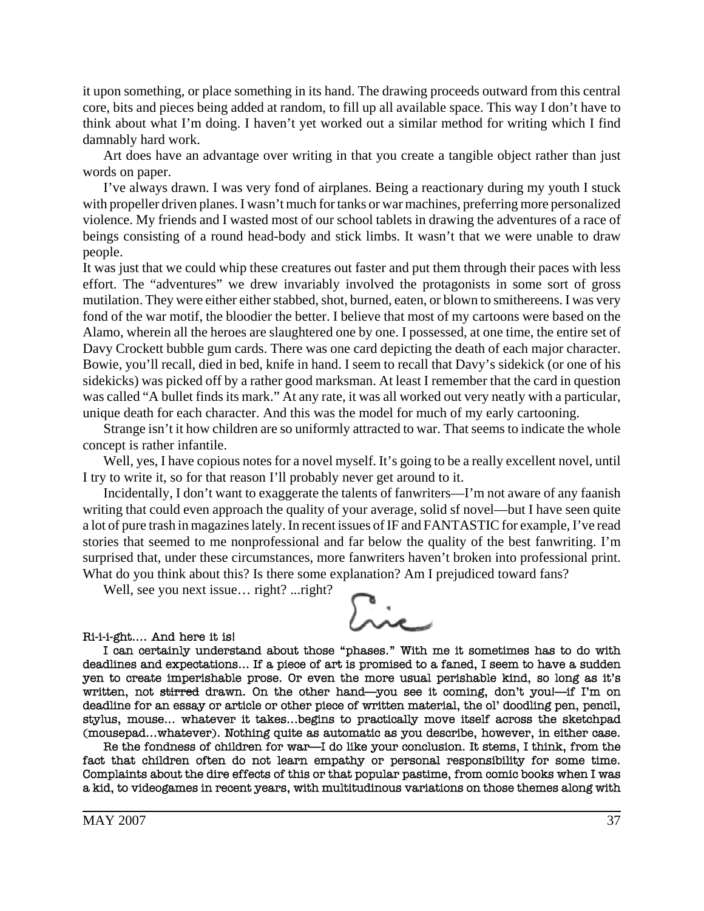it upon something, or place something in its hand. The drawing proceeds outward from this central core, bits and pieces being added at random, to fill up all available space. This way I don't have to think about what I'm doing. I haven't yet worked out a similar method for writing which I find damnably hard work.

Art does have an advantage over writing in that you create a tangible object rather than just words on paper.

I've always drawn. I was very fond of airplanes. Being a reactionary during my youth I stuck with propeller driven planes. I wasn't much for tanks or war machines, preferring more personalized violence. My friends and I wasted most of our school tablets in drawing the adventures of a race of beings consisting of a round head-body and stick limbs. It wasn't that we were unable to draw people.

It was just that we could whip these creatures out faster and put them through their paces with less effort. The "adventures" we drew invariably involved the protagonists in some sort of gross mutilation. They were either either stabbed, shot, burned, eaten, or blown to smithereens. I was very fond of the war motif, the bloodier the better. I believe that most of my cartoons were based on the Alamo, wherein all the heroes are slaughtered one by one. I possessed, at one time, the entire set of Davy Crockett bubble gum cards. There was one card depicting the death of each major character. Bowie, you'll recall, died in bed, knife in hand. I seem to recall that Davy's sidekick (or one of his sidekicks) was picked off by a rather good marksman. At least I remember that the card in question was called "A bullet finds its mark." At any rate, it was all worked out very neatly with a particular, unique death for each character. And this was the model for much of my early cartooning.

Strange isn't it how children are so uniformly attracted to war. That seems to indicate the whole concept is rather infantile.

Well, yes, I have copious notes for a novel myself. It's going to be a really excellent novel, until I try to write it, so for that reason I'll probably never get around to it.

Incidentally, I don't want to exaggerate the talents of fanwriters—I'm not aware of any faanish writing that could even approach the quality of your average, solid sf novel—but I have seen quite a lot of pure trash in magazines lately. In recent issues of IF and FANTASTIC for example, I've read stories that seemed to me nonprofessional and far below the quality of the best fanwriting. I'm surprised that, under these circumstances, more fanwriters haven't broken into professional print. What do you think about this? Is there some explanation? Am I prejudiced toward fans?

Well, see you next issue… right? ...right?

Eric

Ri-i-i-ght…. And here it is!

I can certainly understand about those "phases." With me it sometimes has to do with deadlines and expectations… If a piece of art is promised to a faned, I seem to have a sudden yen to create imperishable prose. Or even the more usual perishable kind, so long as it's written, not ~~stirred~~ drawn. On the other hand—you see it coming, don't you!—if I'm on deadline for an essay or article or other piece of written material, the ol' doodling pen, pencil, stylus, mouse… whatever it takes…begins to practically move itself across the sketchpad (mousepad…whatever). Nothing quite as automatic as you describe, however, in either case.

Re the fondness of children for war—I do like your conclusion. It stems, I think, from the fact that children often do not learn empathy or personal responsibility for some time. Complaints about the dire effects of this or that popular pastime, from comic books when I was a kid, to videogames in recent years, with multitudinous variations on those themes along with